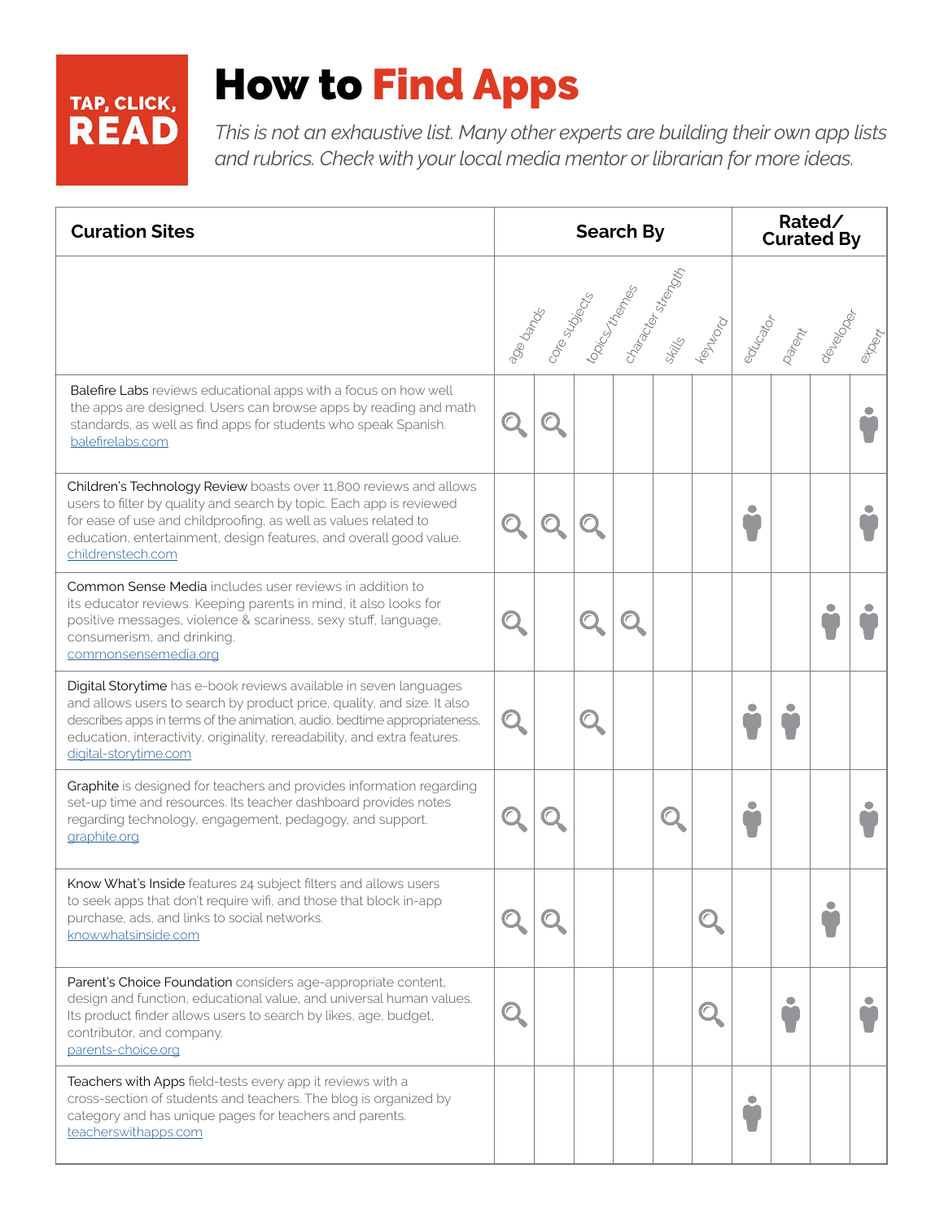TAP, CLICK, **READ**

# How to **Find Apps**

*This is not an exhaustive list. Many other experts are building their own app lists and rubrics. Check with your local media mentor or librarian for more ideas.*

| Curation Sites | Search By | | | | | | Rated/ Curated By | | | |
|---|---|---|---|---|---|---|---|---|---|---|
| | age bands | core subjects | topics/themes | character strength | skills | keyword | educator | parent | developer | expert |
| Balefire Labs reviews educational apps with a focus on how well the apps are designed. Users can browse apps by reading and math standards, as well as find apps for students who speak Spanish. balefirelabs.com | ✓ | ✓ | | | | | | | | ✓ |
| Children's Technology Review boasts over 11,800 reviews and allows users to filter by quality and search by topic. Each app is reviewed for ease of use and childproofing, as well as values related to education, entertainment, design features, and overall good value. childrenstech.com | ✓ | ✓ | ✓ | | | | ✓ | | | ✓ |
| Common Sense Media includes user reviews in addition to its educator reviews. Keeping parents in mind, it also looks for positive messages, violence & scariness, sexy stuff, language, consumerism, and drinking. commonsensemedia.org | ✓ | | ✓ | ✓ | | | | | ✓ | ✓ |
| Digital Storytime has e-book reviews available in seven languages and allows users to search by product price, quality, and size. It also describes apps in terms of the animation, audio, bedtime appropriateness, education, interactivity, originality, rereadability, and extra features. digital-storytime.com | ✓ | | ✓ | | | | ✓ | ✓ | | |
| Graphite is designed for teachers and provides information regarding set-up time and resources. Its teacher dashboard provides notes regarding technology, engagement, pedagogy, and support. graphite.org | ✓ | ✓ | | | ✓ | | ✓ | | | ✓ |
| Know What's Inside features 24 subject filters and allows users to seek apps that don't require wifi, and those that block in-app purchase, ads, and links to social networks. knowwhatsinside.com | ✓ | ✓ | | | | ✓ | | | ✓ | |
| Parent's Choice Foundation considers age-appropriate content, design and function, educational value, and universal human values. Its product finder allows users to search by likes, age, budget, contributor, and company. parents-choice.org | ✓ | | | | | ✓ | | ✓ | | ✓ |
| Teachers with Apps field-tests every app it reviews with a cross-section of students and teachers. The blog is organized by category and has unique pages for teachers and parents. teacherswithapps.com | | | | | | | ✓ | | | |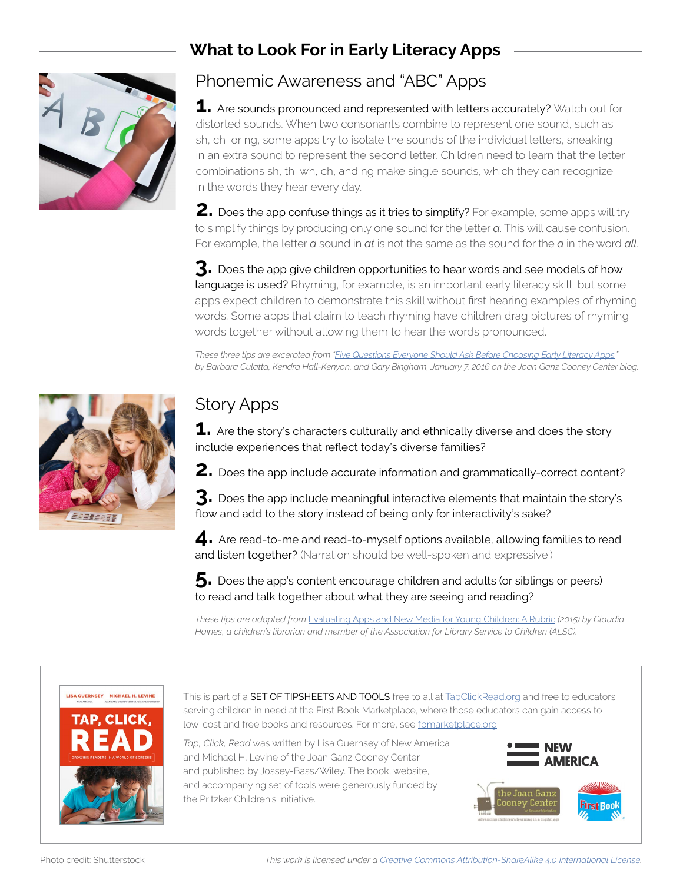# What to Look For in Early Literacy Apps

## Phonemic Awareness and "ABC" Apps

**1.** Are sounds pronounced and represented with letters accurately? Watch out for distorted sounds. When two consonants combine to represent one sound, such as sh, ch, or ng, some apps try to isolate the sounds of the individual letters, sneaking in an extra sound to represent the second letter. Children need to learn that the letter combinations sh, th, wh, ch, and ng make single sounds, which they can recognize in the words they hear every day.

**2.** Does the app confuse things as it tries to simplify? For example, some apps will try to simplify things by producing only one sound for the letter ***a***. This will cause confusion. For example, the letter ***a*** sound in ***at*** is not the same as the sound for the ***a*** in the word ***all***.

**3.** Does the app give children opportunities to hear words and see models of how language is used? Rhyming, for example, is an important early literacy skill, but some apps expect children to demonstrate this skill without first hearing examples of rhyming words. Some apps that claim to teach rhyming have children drag pictures of rhyming words together without allowing them to hear the words pronounced.

*These three tips are excerpted from "Five Questions Everyone Should Ask Before Choosing Early Literacy Apps," by Barbara Culatta, Kendra Hall-Kenyon, and Gary Bingham, January 7, 2016 on the Joan Ganz Cooney Center blog.*

## Story Apps

**1.** Are the story's characters culturally and ethnically diverse and does the story include experiences that reflect today's diverse families?

**2.** Does the app include accurate information and grammatically-correct content?

**3.** Does the app include meaningful interactive elements that maintain the story's flow and add to the story instead of being only for interactivity's sake?

**4.** Are read-to-me and read-to-myself options available, allowing families to read and listen together? (Narration should be well-spoken and expressive.)

**5.** Does the app's content encourage children and adults (or siblings or peers) to read and talk together about what they are seeing and reading?

*These tips are adapted from Evaluating Apps and New Media for Young Children: A Rubric (2015) by Claudia Haines, a children's librarian and member of the Association for Library Service to Children (ALSC).*

---

This is part of a SET OF TIPSHEETS AND TOOLS free to all at TapClickRead.org and free to educators serving children in need at the First Book Marketplace, where those educators can gain access to low-cost and free books and resources. For more, see fbmarketplace.org.

*Tap, Click, Read* was written by Lisa Guernsey of New America and Michael H. Levine of the Joan Ganz Cooney Center and published by Jossey-Bass/Wiley. The book, website, and accompanying set of tools were generously funded by the Pritzker Children's Initiative.

Photo credit: Shutterstock

*This work is licensed under a Creative Commons Attribution-ShareAlike 4.0 International License.*